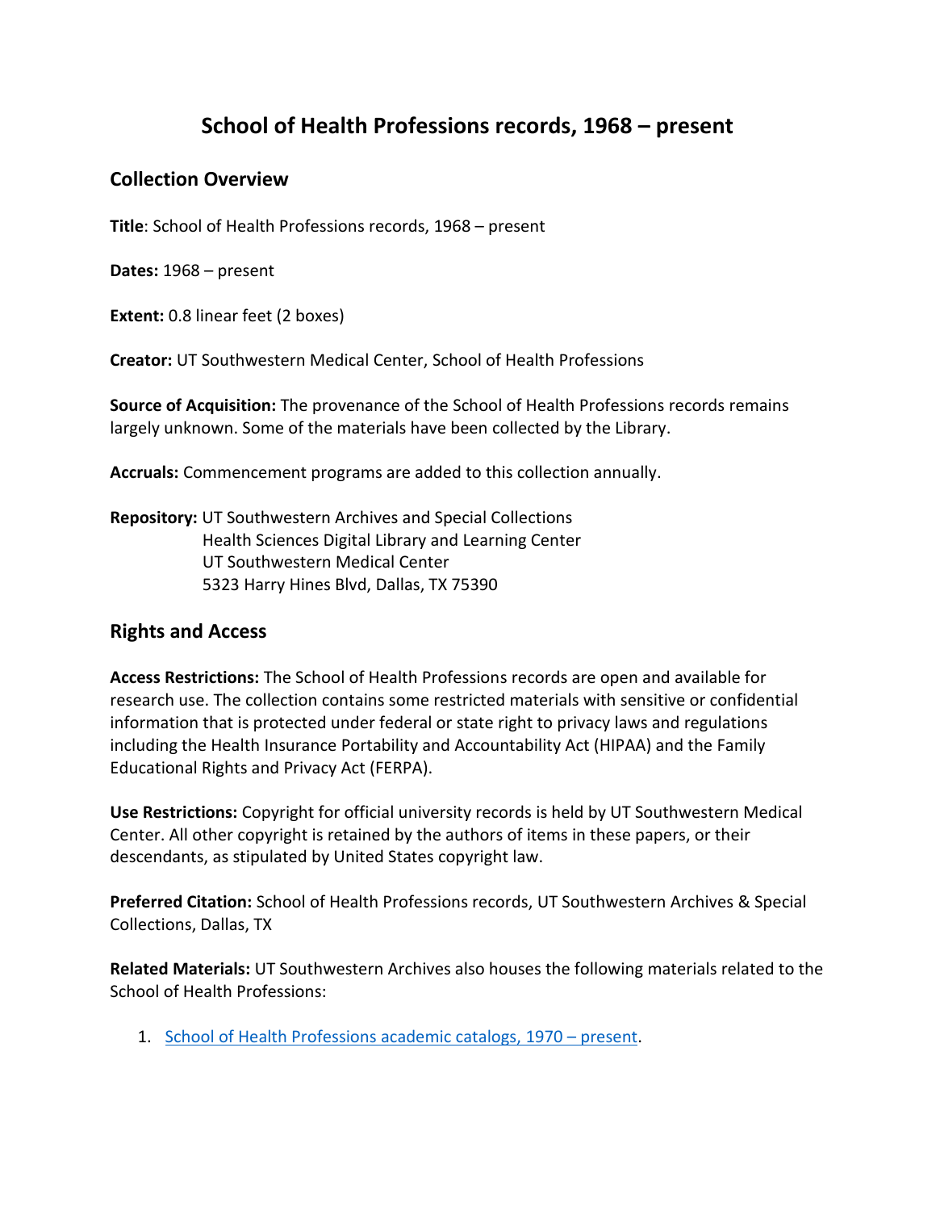# School of Health Professions records, 1968 – present

## Collection Overview

**Title**: School of Health Professions records, 1968 – present

**Dates:** 1968 – present

**Extent:** 0.8 linear feet (2 boxes)

**Creator:** UT Southwestern Medical Center, School of Health Professions

**Source of Acquisition:** The provenance of the School of Health Professions records remains largely unknown. Some of the materials have been collected by the Library.

**Accruals:** Commencement programs are added to this collection annually.

**Repository:** UT Southwestern Archives and Special Collections
Health Sciences Digital Library and Learning Center
UT Southwestern Medical Center
5323 Harry Hines Blvd, Dallas, TX 75390

## Rights and Access

**Access Restrictions:** The School of Health Professions records are open and available for research use. The collection contains some restricted materials with sensitive or confidential information that is protected under federal or state right to privacy laws and regulations including the Health Insurance Portability and Accountability Act (HIPAA) and the Family Educational Rights and Privacy Act (FERPA).

**Use Restrictions:** Copyright for official university records is held by UT Southwestern Medical Center. All other copyright is retained by the authors of items in these papers, or their descendants, as stipulated by United States copyright law.

**Preferred Citation:** School of Health Professions records, UT Southwestern Archives & Special Collections, Dallas, TX

**Related Materials:** UT Southwestern Archives also houses the following materials related to the School of Health Professions:

1. School of Health Professions academic catalogs, 1970 – present.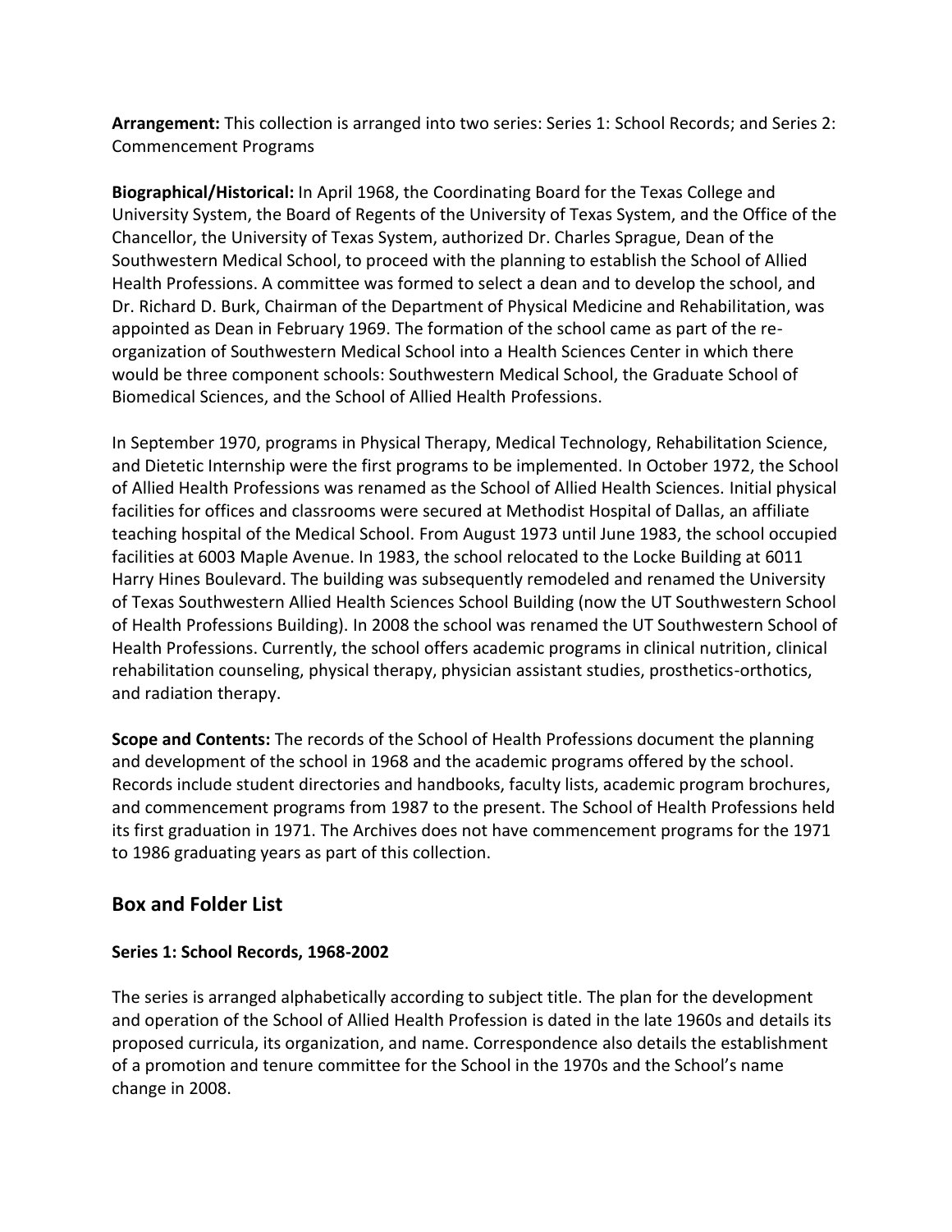**Arrangement:** This collection is arranged into two series: Series 1: School Records; and Series 2: Commencement Programs

**Biographical/Historical:** In April 1968, the Coordinating Board for the Texas College and University System, the Board of Regents of the University of Texas System, and the Office of the Chancellor, the University of Texas System, authorized Dr. Charles Sprague, Dean of the Southwestern Medical School, to proceed with the planning to establish the School of Allied Health Professions. A committee was formed to select a dean and to develop the school, and Dr. Richard D. Burk, Chairman of the Department of Physical Medicine and Rehabilitation, was appointed as Dean in February 1969. The formation of the school came as part of the re-organization of Southwestern Medical School into a Health Sciences Center in which there would be three component schools: Southwestern Medical School, the Graduate School of Biomedical Sciences, and the School of Allied Health Professions.

In September 1970, programs in Physical Therapy, Medical Technology, Rehabilitation Science, and Dietetic Internship were the first programs to be implemented. In October 1972, the School of Allied Health Professions was renamed as the School of Allied Health Sciences. Initial physical facilities for offices and classrooms were secured at Methodist Hospital of Dallas, an affiliate teaching hospital of the Medical School. From August 1973 until June 1983, the school occupied facilities at 6003 Maple Avenue. In 1983, the school relocated to the Locke Building at 6011 Harry Hines Boulevard. The building was subsequently remodeled and renamed the University of Texas Southwestern Allied Health Sciences School Building (now the UT Southwestern School of Health Professions Building). In 2008 the school was renamed the UT Southwestern School of Health Professions. Currently, the school offers academic programs in clinical nutrition, clinical rehabilitation counseling, physical therapy, physician assistant studies, prosthetics-orthotics, and radiation therapy.

**Scope and Contents:** The records of the School of Health Professions document the planning and development of the school in 1968 and the academic programs offered by the school. Records include student directories and handbooks, faculty lists, academic program brochures, and commencement programs from 1987 to the present. The School of Health Professions held its first graduation in 1971. The Archives does not have commencement programs for the 1971 to 1986 graduating years as part of this collection.

## Box and Folder List

### Series 1: School Records, 1968-2002

The series is arranged alphabetically according to subject title. The plan for the development and operation of the School of Allied Health Profession is dated in the late 1960s and details its proposed curricula, its organization, and name. Correspondence also details the establishment of a promotion and tenure committee for the School in the 1970s and the School's name change in 2008.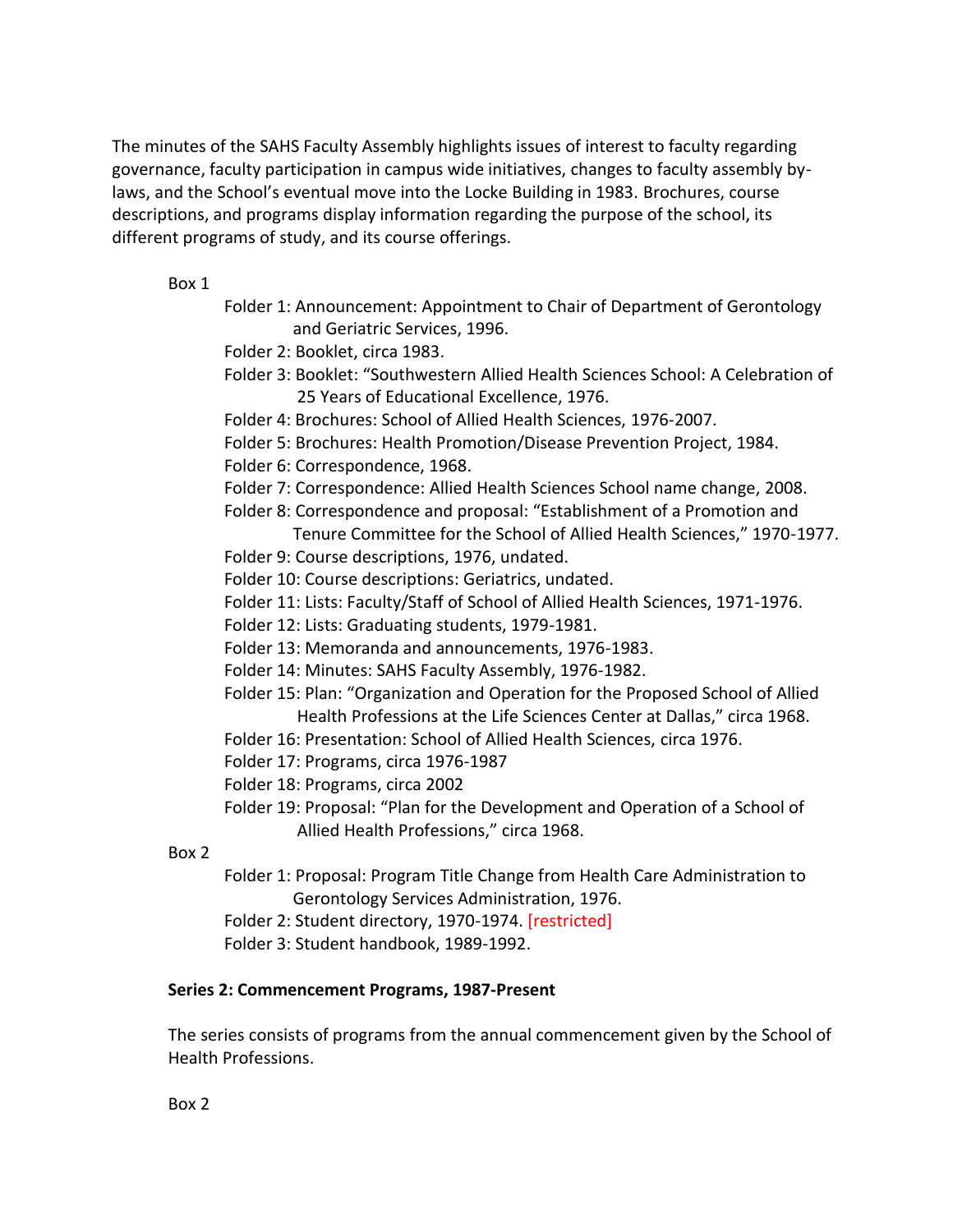The minutes of the SAHS Faculty Assembly highlights issues of interest to faculty regarding governance, faculty participation in campus wide initiatives, changes to faculty assembly by-laws, and the School's eventual move into the Locke Building in 1983. Brochures, course descriptions, and programs display information regarding the purpose of the school, its different programs of study, and its course offerings.

Box 1

- Folder 1: Announcement: Appointment to Chair of Department of Gerontology and Geriatric Services, 1996.
- Folder 2: Booklet, circa 1983.
- Folder 3: Booklet: "Southwestern Allied Health Sciences School: A Celebration of 25 Years of Educational Excellence, 1976.
- Folder 4: Brochures: School of Allied Health Sciences, 1976-2007.
- Folder 5: Brochures: Health Promotion/Disease Prevention Project, 1984.
- Folder 6: Correspondence, 1968.
- Folder 7: Correspondence: Allied Health Sciences School name change, 2008.
- Folder 8: Correspondence and proposal: "Establishment of a Promotion and Tenure Committee for the School of Allied Health Sciences," 1970-1977.
- Folder 9: Course descriptions, 1976, undated.
- Folder 10: Course descriptions: Geriatrics, undated.
- Folder 11: Lists: Faculty/Staff of School of Allied Health Sciences, 1971-1976.
- Folder 12: Lists: Graduating students, 1979-1981.
- Folder 13: Memoranda and announcements, 1976-1983.
- Folder 14: Minutes: SAHS Faculty Assembly, 1976-1982.
- Folder 15: Plan: "Organization and Operation for the Proposed School of Allied Health Professions at the Life Sciences Center at Dallas," circa 1968.
- Folder 16: Presentation: School of Allied Health Sciences, circa 1976.
- Folder 17: Programs, circa 1976-1987
- Folder 18: Programs, circa 2002
- Folder 19: Proposal: "Plan for the Development and Operation of a School of Allied Health Professions," circa 1968.

Box 2

- Folder 1: Proposal: Program Title Change from Health Care Administration to Gerontology Services Administration, 1976.
- Folder 2: Student directory, 1970-1974. [restricted]
- Folder 3: Student handbook, 1989-1992.

**Series 2: Commencement Programs, 1987-Present**

The series consists of programs from the annual commencement given by the School of Health Professions.

Box 2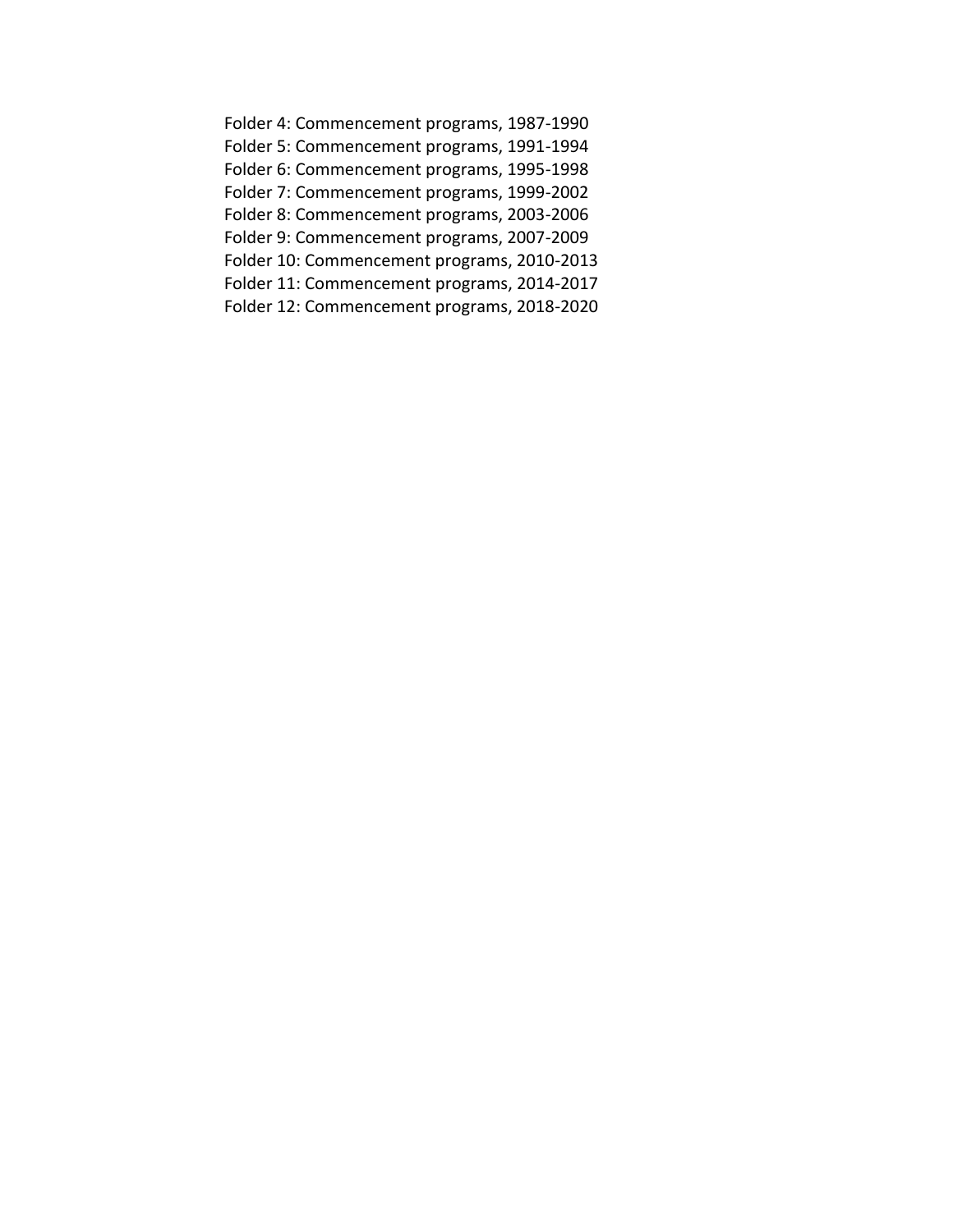Folder 4: Commencement programs, 1987-1990
Folder 5: Commencement programs, 1991-1994
Folder 6: Commencement programs, 1995-1998
Folder 7: Commencement programs, 1999-2002
Folder 8: Commencement programs, 2003-2006
Folder 9: Commencement programs, 2007-2009
Folder 10: Commencement programs, 2010-2013
Folder 11: Commencement programs, 2014-2017
Folder 12: Commencement programs, 2018-2020